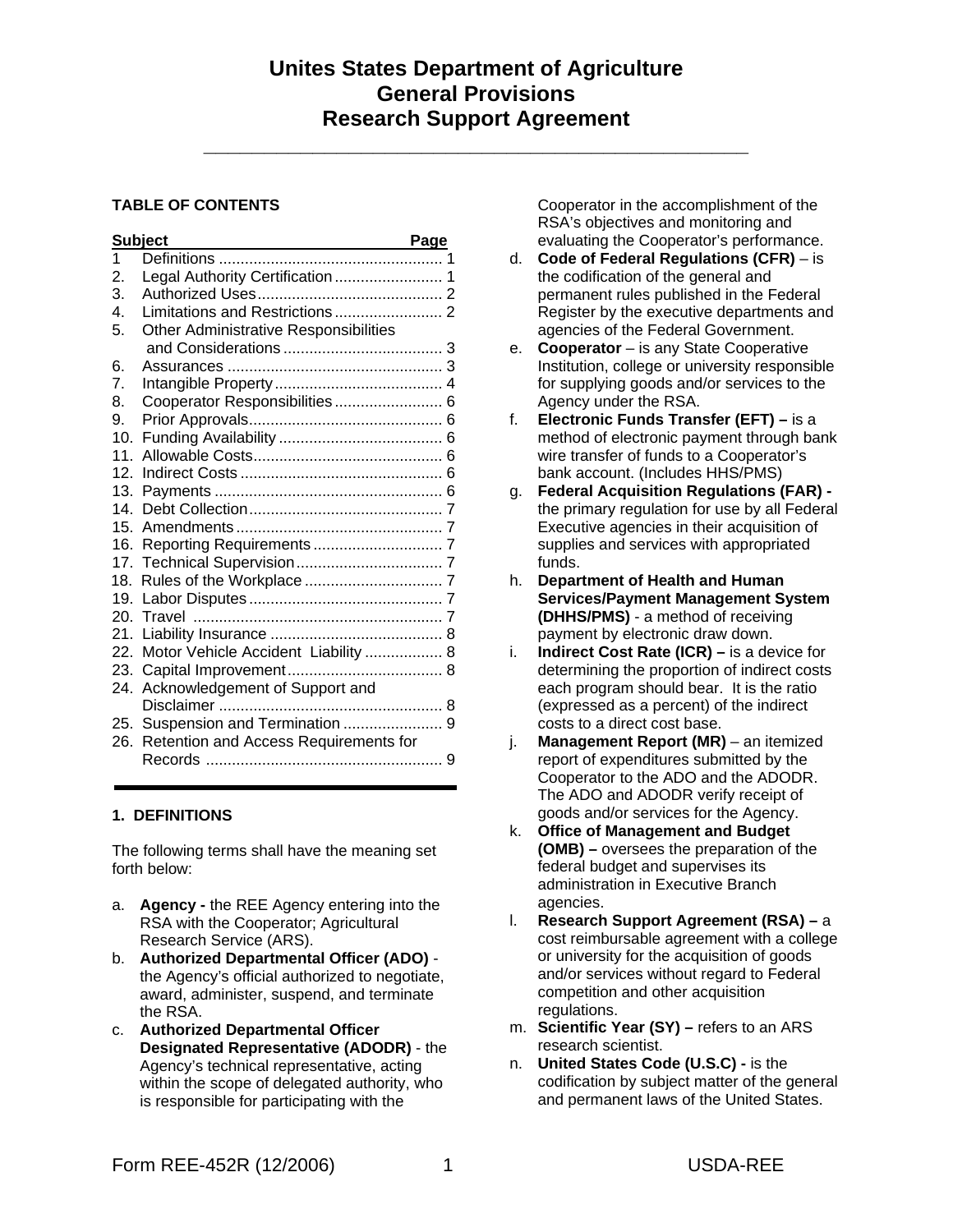# Unites States Department of Agriculture
# General Provisions
# Research Support Agreement

**TABLE OF CONTENTS**

| Subject | | Page |
|---|---|---|
| 1 | Definitions | 1 |
| 2. | Legal Authority Certification | 1 |
| 3. | Authorized Uses | 2 |
| 4. | Limitations and Restrictions | 2 |
| 5. | Other Administrative Responsibilities and Considerations | 3 |
| 6. | Assurances | 3 |
| 7. | Intangible Property | 4 |
| 8. | Cooperator Responsibilities | 6 |
| 9. | Prior Approvals | 6 |
| 10. | Funding Availability | 6 |
| 11. | Allowable Costs | 6 |
| 12. | Indirect Costs | 6 |
| 13. | Payments | 6 |
| 14. | Debt Collection | 7 |
| 15. | Amendments | 7 |
| 16. | Reporting Requirements | 7 |
| 17. | Technical Supervision | 7 |
| 18. | Rules of the Workplace | 7 |
| 19. | Labor Disputes | 7 |
| 20. | Travel | 7 |
| 21. | Liability Insurance | 8 |
| 22. | Motor Vehicle Accident Liability | 8 |
| 23. | Capital Improvement | 8 |
| 24. | Acknowledgement of Support and Disclaimer | 8 |
| 25. | Suspension and Termination | 9 |
| 26. | Retention and Access Requirements for Records | 9 |

## 1. DEFINITIONS

The following terms shall have the meaning set forth below:

a. **Agency -** the REE Agency entering into the RSA with the Cooperator; Agricultural Research Service (ARS).

b. **Authorized Departmental Officer (ADO)** - the Agency's official authorized to negotiate, award, administer, suspend, and terminate the RSA.

c. **Authorized Departmental Officer Designated Representative (ADODR)** - the Agency's technical representative, acting within the scope of delegated authority, who is responsible for participating with the Cooperator in the accomplishment of the RSA's objectives and monitoring and evaluating the Cooperator's performance.

d. **Code of Federal Regulations (CFR)** – is the codification of the general and permanent rules published in the Federal Register by the executive departments and agencies of the Federal Government.

e. **Cooperator** – is any State Cooperative Institution, college or university responsible for supplying goods and/or services to the Agency under the RSA.

f. **Electronic Funds Transfer (EFT) –** is a method of electronic payment through bank wire transfer of funds to a Cooperator's bank account. (Includes HHS/PMS)

g. **Federal Acquisition Regulations (FAR) -** the primary regulation for use by all Federal Executive agencies in their acquisition of supplies and services with appropriated funds.

h. **Department of Health and Human Services/Payment Management System (DHHS/PMS)** - a method of receiving payment by electronic draw down.

i. **Indirect Cost Rate (ICR) –** is a device for determining the proportion of indirect costs each program should bear. It is the ratio (expressed as a percent) of the indirect costs to a direct cost base.

j. **Management Report (MR)** – an itemized report of expenditures submitted by the Cooperator to the ADO and the ADODR. The ADO and ADODR verify receipt of goods and/or services for the Agency.

k. **Office of Management and Budget (OMB) –** oversees the preparation of the federal budget and supervises its administration in Executive Branch agencies.

l. **Research Support Agreement (RSA) –** a cost reimbursable agreement with a college or university for the acquisition of goods and/or services without regard to Federal competition and other acquisition regulations.

m. **Scientific Year (SY) –** refers to an ARS research scientist.

n. **United States Code (U.S.C) -** is the codification by subject matter of the general and permanent laws of the United States.

Form REE-452R (12/2006) USDA-REE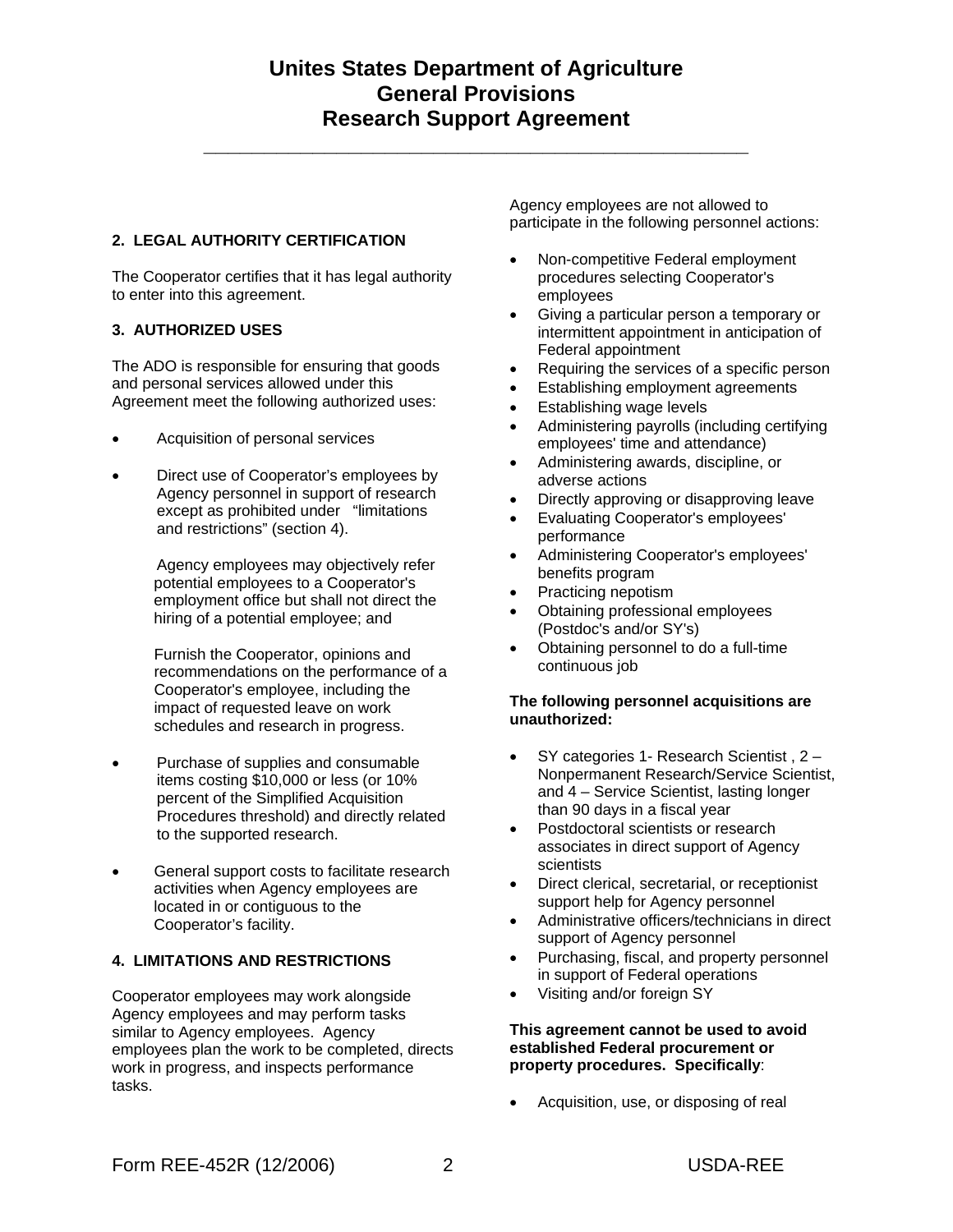# Unites States Department of Agriculture
# General Provisions
# Research Support Agreement

## 2. LEGAL AUTHORITY CERTIFICATION

The Cooperator certifies that it has legal authority to enter into this agreement.

## 3. AUTHORIZED USES

The ADO is responsible for ensuring that goods and personal services allowed under this Agreement meet the following authorized uses:

- Acquisition of personal services
- Direct use of Cooperator's employees by Agency personnel in support of research except as prohibited under "limitations and restrictions" (section 4).

  Agency employees may objectively refer potential employees to a Cooperator's employment office but shall not direct the hiring of a potential employee; and

  Furnish the Cooperator, opinions and recommendations on the performance of a Cooperator's employee, including the impact of requested leave on work schedules and research in progress.

- Purchase of supplies and consumable items costing $10,000 or less (or 10% percent of the Simplified Acquisition Procedures threshold) and directly related to the supported research.
- General support costs to facilitate research activities when Agency employees are located in or contiguous to the Cooperator's facility.

## 4. LIMITATIONS AND RESTRICTIONS

Cooperator employees may work alongside Agency employees and may perform tasks similar to Agency employees. Agency employees plan the work to be completed, directs work in progress, and inspects performance tasks.

Agency employees are not allowed to participate in the following personnel actions:

- Non-competitive Federal employment procedures selecting Cooperator's employees
- Giving a particular person a temporary or intermittent appointment in anticipation of Federal appointment
- Requiring the services of a specific person
- Establishing employment agreements
- Establishing wage levels
- Administering payrolls (including certifying employees' time and attendance)
- Administering awards, discipline, or adverse actions
- Directly approving or disapproving leave
- Evaluating Cooperator's employees' performance
- Administering Cooperator's employees' benefits program
- Practicing nepotism
- Obtaining professional employees (Postdoc's and/or SY's)
- Obtaining personnel to do a full-time continuous job

**The following personnel acquisitions are unauthorized:**

- SY categories 1- Research Scientist , 2 – Nonpermanent Research/Service Scientist, and 4 – Service Scientist, lasting longer than 90 days in a fiscal year
- Postdoctoral scientists or research associates in direct support of Agency scientists
- Direct clerical, secretarial, or receptionist support help for Agency personnel
- Administrative officers/technicians in direct support of Agency personnel
- Purchasing, fiscal, and property personnel in support of Federal operations
- Visiting and/or foreign SY

**This agreement cannot be used to avoid established Federal procurement or property procedures. Specifically**:

- Acquisition, use, or disposing of real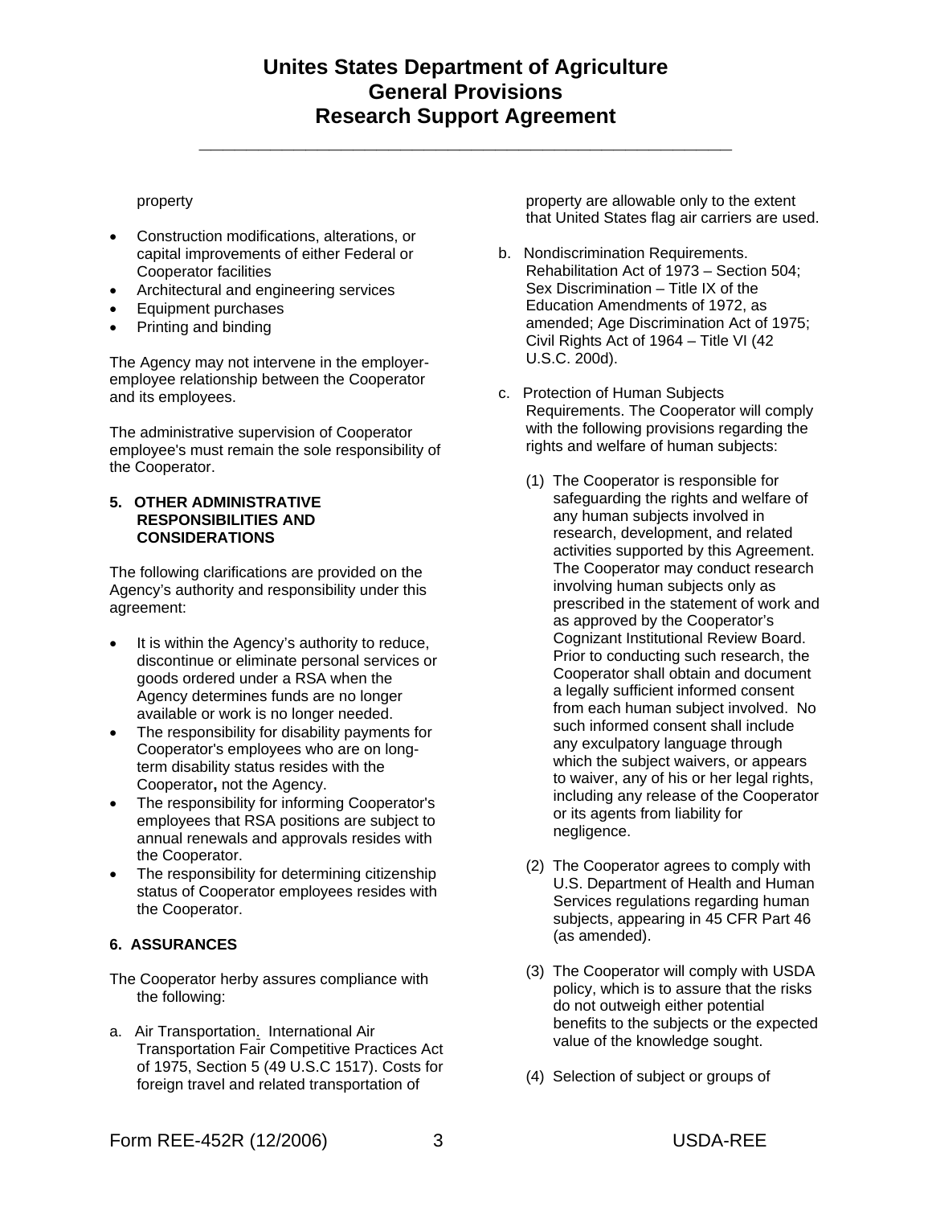property

- Construction modifications, alterations, or capital improvements of either Federal or Cooperator facilities
- Architectural and engineering services
- Equipment purchases
- Printing and binding

The Agency may not intervene in the employer-employee relationship between the Cooperator and its employees.

The administrative supervision of Cooperator employee's must remain the sole responsibility of the Cooperator.

**5. OTHER ADMINISTRATIVE RESPONSIBILITIES AND CONSIDERATIONS**

The following clarifications are provided on the Agency's authority and responsibility under this agreement:

- It is within the Agency's authority to reduce, discontinue or eliminate personal services or goods ordered under a RSA when the Agency determines funds are no longer available or work is no longer needed.
- The responsibility for disability payments for Cooperator's employees who are on long-term disability status resides with the Cooperator**,** not the Agency.
- The responsibility for informing Cooperator's employees that RSA positions are subject to annual renewals and approvals resides with the Cooperator.
- The responsibility for determining citizenship status of Cooperator employees resides with the Cooperator.

**6. ASSURANCES**

The Cooperator herby assures compliance with the following:

a. Air Transportation. International Air Transportation Fair Competitive Practices Act of 1975, Section 5 (49 U.S.C 1517). Costs for foreign travel and related transportation of property are allowable only to the extent that United States flag air carriers are used.

b. Nondiscrimination Requirements. Rehabilitation Act of 1973 – Section 504; Sex Discrimination – Title IX of the Education Amendments of 1972, as amended; Age Discrimination Act of 1975; Civil Rights Act of 1964 – Title VI (42 U.S.C. 200d).

c. Protection of Human Subjects Requirements. The Cooperator will comply with the following provisions regarding the rights and welfare of human subjects:

(1) The Cooperator is responsible for safeguarding the rights and welfare of any human subjects involved in research, development, and related activities supported by this Agreement. The Cooperator may conduct research involving human subjects only as prescribed in the statement of work and as approved by the Cooperator's Cognizant Institutional Review Board. Prior to conducting such research, the Cooperator shall obtain and document a legally sufficient informed consent from each human subject involved. No such informed consent shall include any exculpatory language through which the subject waivers, or appears to waiver, any of his or her legal rights, including any release of the Cooperator or its agents from liability for negligence.

(2) The Cooperator agrees to comply with U.S. Department of Health and Human Services regulations regarding human subjects, appearing in 45 CFR Part 46 (as amended).

(3) The Cooperator will comply with USDA policy, which is to assure that the risks do not outweigh either potential benefits to the subjects or the expected value of the knowledge sought.

(4) Selection of subject or groups of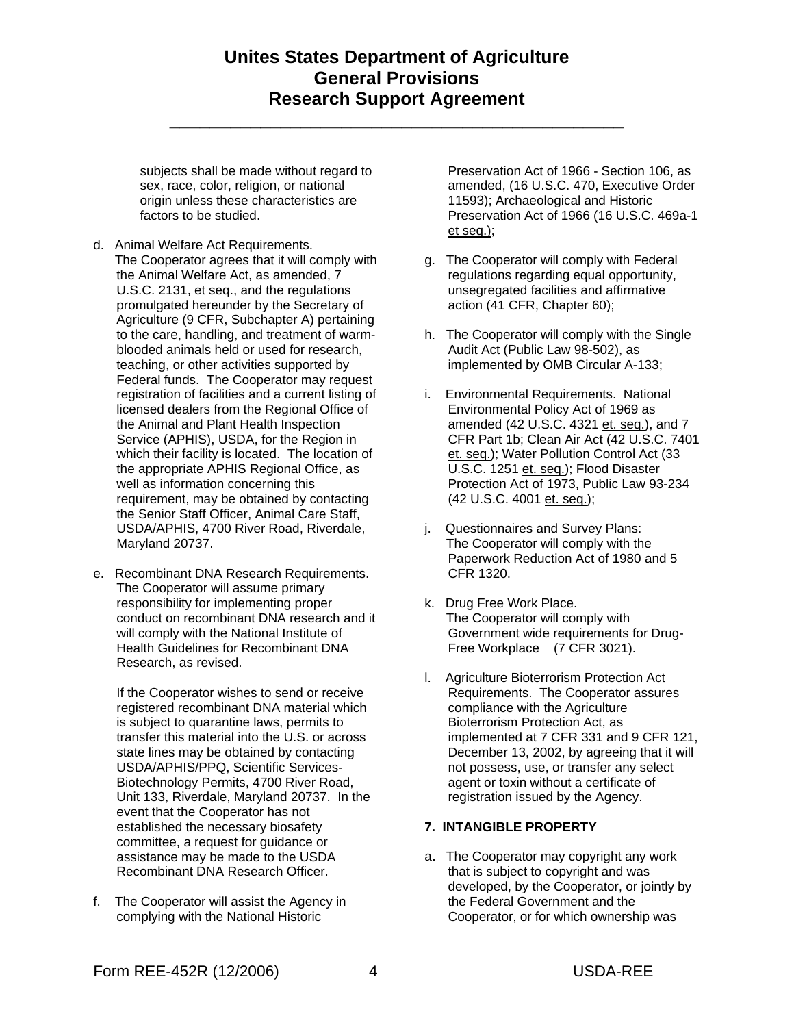subjects shall be made without regard to sex, race, color, religion, or national origin unless these characteristics are factors to be studied.

d. Animal Welfare Act Requirements. The Cooperator agrees that it will comply with the Animal Welfare Act, as amended, 7 U.S.C. 2131, et seq., and the regulations promulgated hereunder by the Secretary of Agriculture (9 CFR, Subchapter A) pertaining to the care, handling, and treatment of warm-blooded animals held or used for research, teaching, or other activities supported by Federal funds. The Cooperator may request registration of facilities and a current listing of licensed dealers from the Regional Office of the Animal and Plant Health Inspection Service (APHIS), USDA, for the Region in which their facility is located. The location of the appropriate APHIS Regional Office, as well as information concerning this requirement, may be obtained by contacting the Senior Staff Officer, Animal Care Staff, USDA/APHIS, 4700 River Road, Riverdale, Maryland 20737.

e. Recombinant DNA Research Requirements. The Cooperator will assume primary responsibility for implementing proper conduct on recombinant DNA research and it will comply with the National Institute of Health Guidelines for Recombinant DNA Research, as revised.

   If the Cooperator wishes to send or receive registered recombinant DNA material which is subject to quarantine laws, permits to transfer this material into the U.S. or across state lines may be obtained by contacting USDA/APHIS/PPQ, Scientific Services-Biotechnology Permits, 4700 River Road, Unit 133, Riverdale, Maryland 20737. In the event that the Cooperator has not established the necessary biosafety committee, a request for guidance or assistance may be made to the USDA Recombinant DNA Research Officer.

f. The Cooperator will assist the Agency in complying with the National Historic Preservation Act of 1966 - Section 106, as amended, (16 U.S.C. 470, Executive Order 11593); Archaeological and Historic Preservation Act of 1966 (16 U.S.C. 469a-1 et seq.);

g. The Cooperator will comply with Federal regulations regarding equal opportunity, unsegregated facilities and affirmative action (41 CFR, Chapter 60);

h. The Cooperator will comply with the Single Audit Act (Public Law 98-502), as implemented by OMB Circular A-133;

i. Environmental Requirements. National Environmental Policy Act of 1969 as amended (42 U.S.C. 4321 et. seq.), and 7 CFR Part 1b; Clean Air Act (42 U.S.C. 7401 et. seq.); Water Pollution Control Act (33 U.S.C. 1251 et. seq.); Flood Disaster Protection Act of 1973, Public Law 93-234 (42 U.S.C. 4001 et. seq.);

j. Questionnaires and Survey Plans: The Cooperator will comply with the Paperwork Reduction Act of 1980 and 5 CFR 1320.

k. Drug Free Work Place. The Cooperator will comply with Government wide requirements for Drug-Free Workplace (7 CFR 3021).

l. Agriculture Bioterrorism Protection Act Requirements. The Cooperator assures compliance with the Agriculture Bioterrorism Protection Act, as implemented at 7 CFR 331 and 9 CFR 121, December 13, 2002, by agreeing that it will not possess, use, or transfer any select agent or toxin without a certificate of registration issued by the Agency.

## 7. INTANGIBLE PROPERTY

a. The Cooperator may copyright any work that is subject to copyright and was developed, by the Cooperator, or jointly by the Federal Government and the Cooperator, or for which ownership was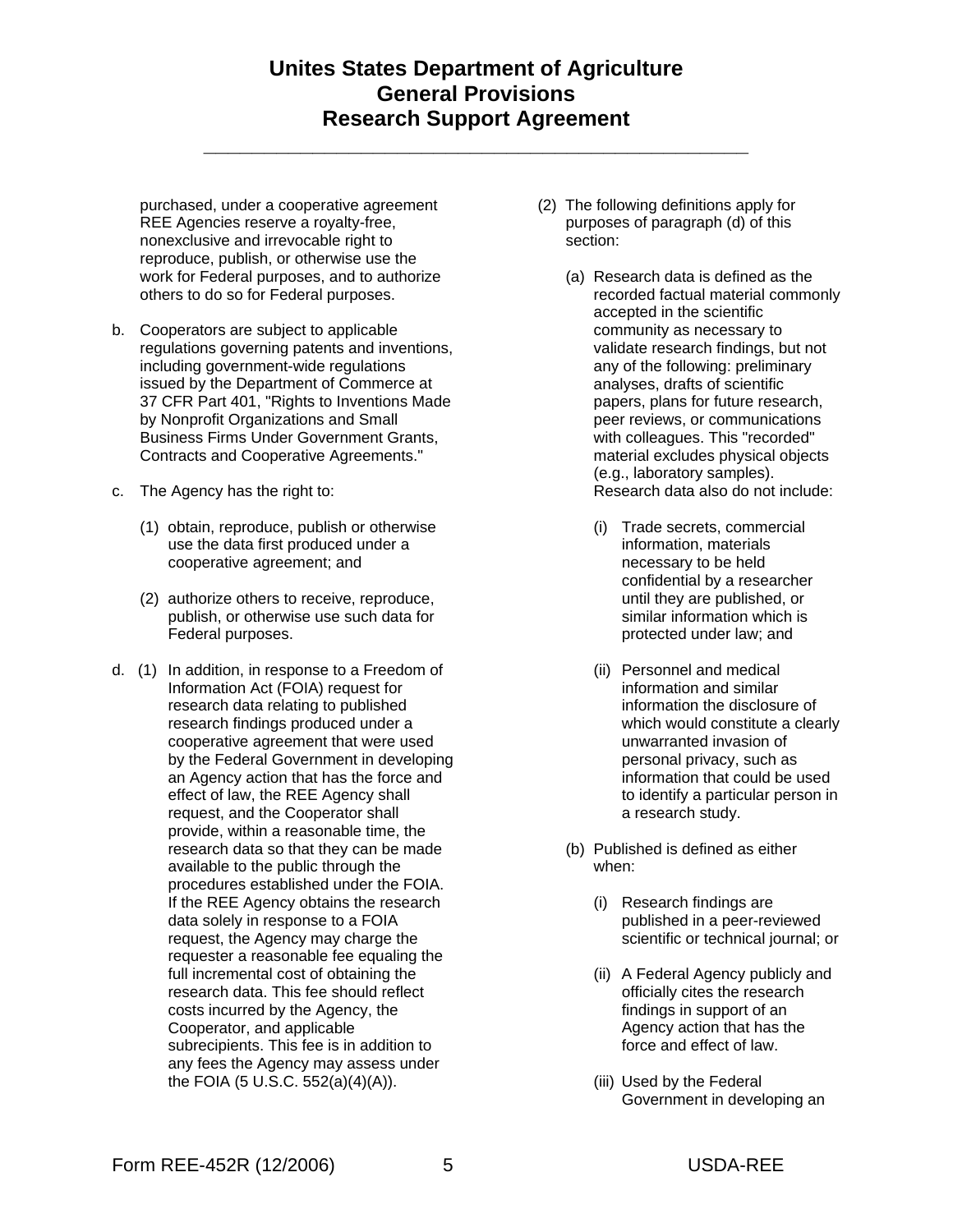purchased, under a cooperative agreement REE Agencies reserve a royalty-free, nonexclusive and irrevocable right to reproduce, publish, or otherwise use the work for Federal purposes, and to authorize others to do so for Federal purposes.

b. Cooperators are subject to applicable regulations governing patents and inventions, including government-wide regulations issued by the Department of Commerce at 37 CFR Part 401, "Rights to Inventions Made by Nonprofit Organizations and Small Business Firms Under Government Grants, Contracts and Cooperative Agreements."

c. The Agency has the right to:

   (1) obtain, reproduce, publish or otherwise use the data first produced under a cooperative agreement; and

   (2) authorize others to receive, reproduce, publish, or otherwise use such data for Federal purposes.

d. (1) In addition, in response to a Freedom of Information Act (FOIA) request for research data relating to published research findings produced under a cooperative agreement that were used by the Federal Government in developing an Agency action that has the force and effect of law, the REE Agency shall request, and the Cooperator shall provide, within a reasonable time, the research data so that they can be made available to the public through the procedures established under the FOIA. If the REE Agency obtains the research data solely in response to a FOIA request, the Agency may charge the requester a reasonable fee equaling the full incremental cost of obtaining the research data. This fee should reflect costs incurred by the Agency, the Cooperator, and applicable subrecipients. This fee is in addition to any fees the Agency may assess under the FOIA (5 U.S.C. 552(a)(4)(A)).

   (2) The following definitions apply for purposes of paragraph (d) of this section:

      (a) Research data is defined as the recorded factual material commonly accepted in the scientific community as necessary to validate research findings, but not any of the following: preliminary analyses, drafts of scientific papers, plans for future research, peer reviews, or communications with colleagues. This "recorded" material excludes physical objects (e.g., laboratory samples). Research data also do not include:

         (i) Trade secrets, commercial information, materials necessary to be held confidential by a researcher until they are published, or similar information which is protected under law; and

         (ii) Personnel and medical information and similar information the disclosure of which would constitute a clearly unwarranted invasion of personal privacy, such as information that could be used to identify a particular person in a research study.

      (b) Published is defined as either when:

         (i) Research findings are published in a peer-reviewed scientific or technical journal; or

         (ii) A Federal Agency publicly and officially cites the research findings in support of an Agency action that has the force and effect of law.

         (iii) Used by the Federal Government in developing an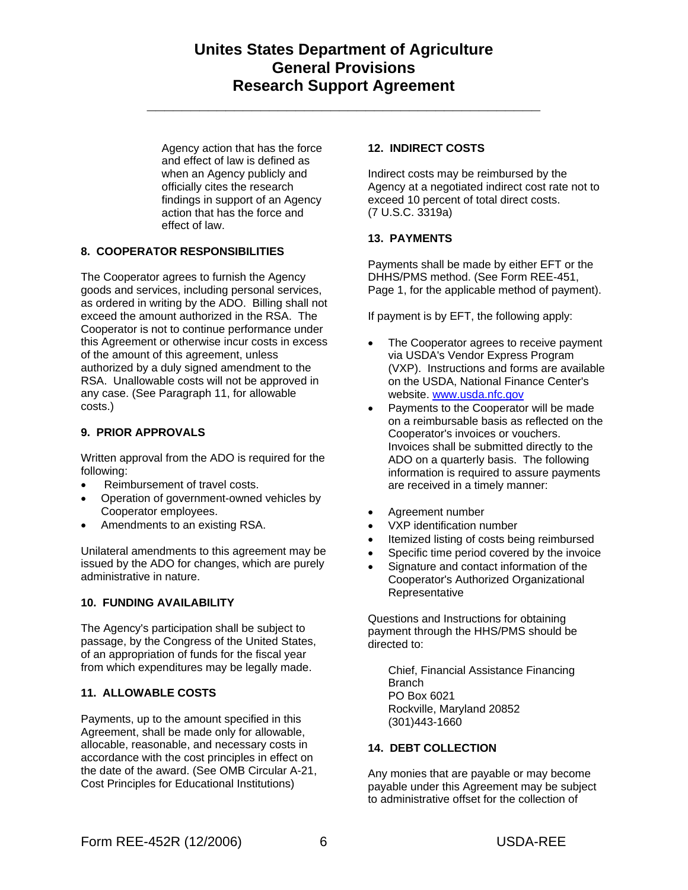Agency action that has the force and effect of law is defined as when an Agency publicly and officially cites the research findings in support of an Agency action that has the force and effect of law.

**8. COOPERATOR RESPONSIBILITIES**

The Cooperator agrees to furnish the Agency goods and services, including personal services, as ordered in writing by the ADO. Billing shall not exceed the amount authorized in the RSA. The Cooperator is not to continue performance under this Agreement or otherwise incur costs in excess of the amount of this agreement, unless authorized by a duly signed amendment to the RSA. Unallowable costs will not be approved in any case. (See Paragraph 11, for allowable costs.)

**9. PRIOR APPROVALS**

Written approval from the ADO is required for the following:

- Reimbursement of travel costs.
- Operation of government-owned vehicles by Cooperator employees.
- Amendments to an existing RSA.

Unilateral amendments to this agreement may be issued by the ADO for changes, which are purely administrative in nature.

**10. FUNDING AVAILABILITY**

The Agency's participation shall be subject to passage, by the Congress of the United States, of an appropriation of funds for the fiscal year from which expenditures may be legally made.

**11. ALLOWABLE COSTS**

Payments, up to the amount specified in this Agreement, shall be made only for allowable, allocable, reasonable, and necessary costs in accordance with the cost principles in effect on the date of the award. (See OMB Circular A-21, Cost Principles for Educational Institutions)

**12. INDIRECT COSTS**

Indirect costs may be reimbursed by the Agency at a negotiated indirect cost rate not to exceed 10 percent of total direct costs. (7 U.S.C. 3319a)

**13. PAYMENTS**

Payments shall be made by either EFT or the DHHS/PMS method. (See Form REE-451, Page 1, for the applicable method of payment).

If payment is by EFT, the following apply:

- The Cooperator agrees to receive payment via USDA's Vendor Express Program (VXP). Instructions and forms are available on the USDA, National Finance Center's website. www.usda.nfc.gov
- Payments to the Cooperator will be made on a reimbursable basis as reflected on the Cooperator's invoices or vouchers. Invoices shall be submitted directly to the ADO on a quarterly basis. The following information is required to assure payments are received in a timely manner:

- Agreement number
- VXP identification number
- Itemized listing of costs being reimbursed
- Specific time period covered by the invoice
- Signature and contact information of the Cooperator's Authorized Organizational Representative

Questions and Instructions for obtaining payment through the HHS/PMS should be directed to:

Chief, Financial Assistance Financing Branch
PO Box 6021
Rockville, Maryland 20852
(301)443-1660

**14. DEBT COLLECTION**

Any monies that are payable or may become payable under this Agreement may be subject to administrative offset for the collection of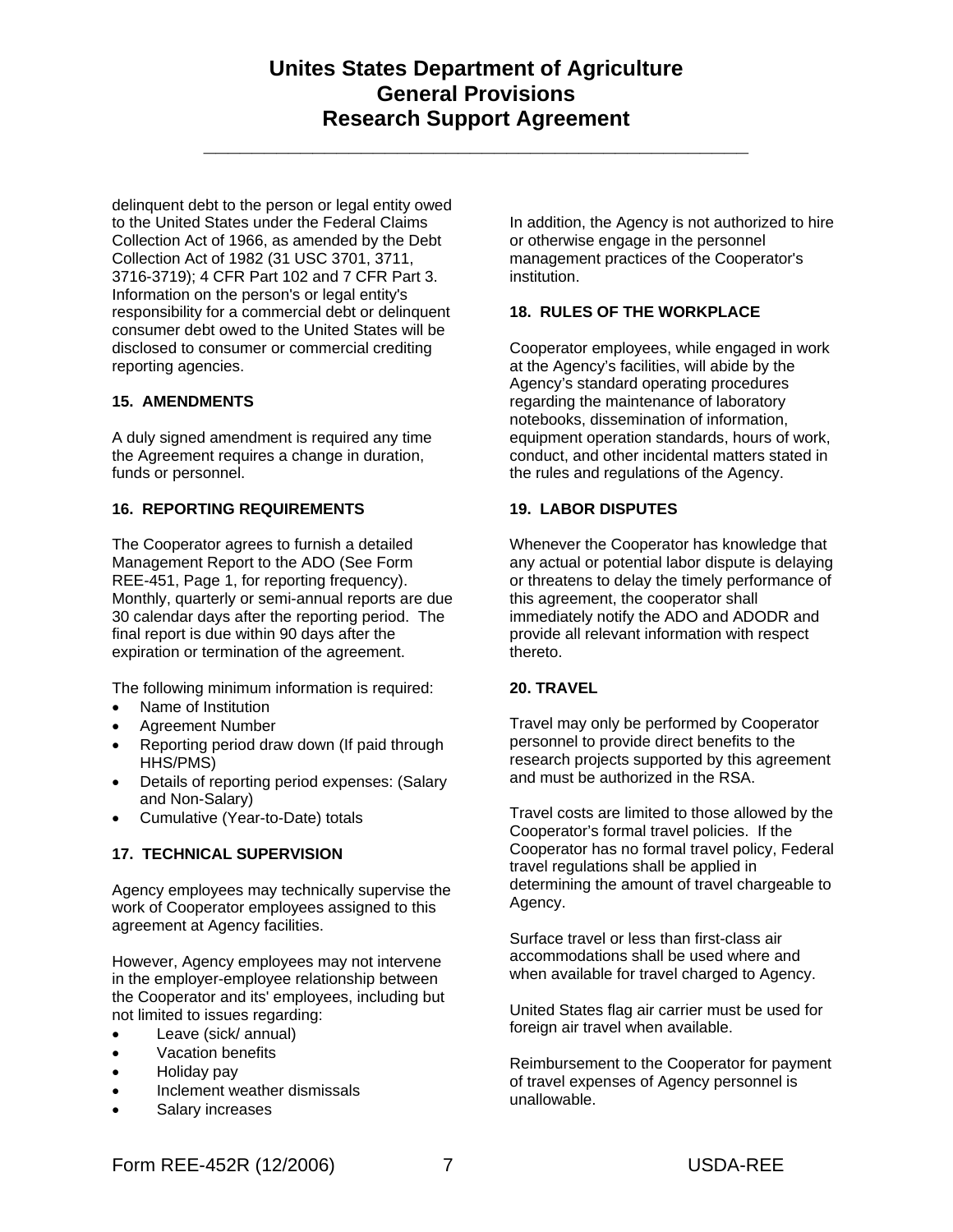delinquent debt to the person or legal entity owed to the United States under the Federal Claims Collection Act of 1966, as amended by the Debt Collection Act of 1982 (31 USC 3701, 3711, 3716-3719); 4 CFR Part 102 and 7 CFR Part 3. Information on the person's or legal entity's responsibility for a commercial debt or delinquent consumer debt owed to the United States will be disclosed to consumer or commercial crediting reporting agencies.

**15. AMENDMENTS**

A duly signed amendment is required any time the Agreement requires a change in duration, funds or personnel.

**16. REPORTING REQUIREMENTS**

The Cooperator agrees to furnish a detailed Management Report to the ADO (See Form REE-451, Page 1, for reporting frequency). Monthly, quarterly or semi-annual reports are due 30 calendar days after the reporting period. The final report is due within 90 days after the expiration or termination of the agreement.

The following minimum information is required:

- Name of Institution
- Agreement Number
- Reporting period draw down (If paid through HHS/PMS)
- Details of reporting period expenses: (Salary and Non-Salary)
- Cumulative (Year-to-Date) totals

**17. TECHNICAL SUPERVISION**

Agency employees may technically supervise the work of Cooperator employees assigned to this agreement at Agency facilities.

However, Agency employees may not intervene in the employer-employee relationship between the Cooperator and its' employees, including but not limited to issues regarding:

- Leave (sick/ annual)
- Vacation benefits
- Holiday pay
- Inclement weather dismissals
- Salary increases

In addition, the Agency is not authorized to hire or otherwise engage in the personnel management practices of the Cooperator's institution.

**18. RULES OF THE WORKPLACE**

Cooperator employees, while engaged in work at the Agency's facilities, will abide by the Agency's standard operating procedures regarding the maintenance of laboratory notebooks, dissemination of information, equipment operation standards, hours of work, conduct, and other incidental matters stated in the rules and regulations of the Agency.

**19. LABOR DISPUTES**

Whenever the Cooperator has knowledge that any actual or potential labor dispute is delaying or threatens to delay the timely performance of this agreement, the cooperator shall immediately notify the ADO and ADODR and provide all relevant information with respect thereto.

**20. TRAVEL**

Travel may only be performed by Cooperator personnel to provide direct benefits to the research projects supported by this agreement and must be authorized in the RSA.

Travel costs are limited to those allowed by the Cooperator's formal travel policies. If the Cooperator has no formal travel policy, Federal travel regulations shall be applied in determining the amount of travel chargeable to Agency.

Surface travel or less than first-class air accommodations shall be used where and when available for travel charged to Agency.

United States flag air carrier must be used for foreign air travel when available.

Reimbursement to the Cooperator for payment of travel expenses of Agency personnel is unallowable.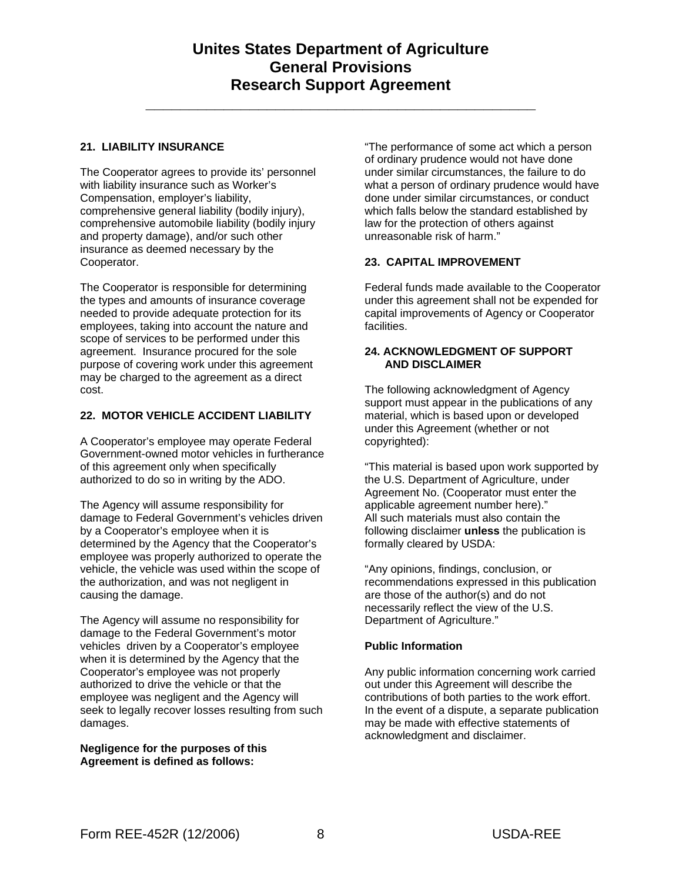# Unites States Department of Agriculture General Provisions Research Support Agreement

## 21. LIABILITY INSURANCE

The Cooperator agrees to provide its' personnel with liability insurance such as Worker's Compensation, employer's liability, comprehensive general liability (bodily injury), comprehensive automobile liability (bodily injury and property damage), and/or such other insurance as deemed necessary by the Cooperator.

The Cooperator is responsible for determining the types and amounts of insurance coverage needed to provide adequate protection for its employees, taking into account the nature and scope of services to be performed under this agreement. Insurance procured for the sole purpose of covering work under this agreement may be charged to the agreement as a direct cost.

## 22. MOTOR VEHICLE ACCIDENT LIABILITY

A Cooperator's employee may operate Federal Government-owned motor vehicles in furtherance of this agreement only when specifically authorized to do so in writing by the ADO.

The Agency will assume responsibility for damage to Federal Government's vehicles driven by a Cooperator's employee when it is determined by the Agency that the Cooperator's employee was properly authorized to operate the vehicle, the vehicle was used within the scope of the authorization, and was not negligent in causing the damage.

The Agency will assume no responsibility for damage to the Federal Government's motor vehicles driven by a Cooperator's employee when it is determined by the Agency that the Cooperator's employee was not properly authorized to drive the vehicle or that the employee was negligent and the Agency will seek to legally recover losses resulting from such damages.

**Negligence for the purposes of this Agreement is defined as follows:**

"The performance of some act which a person of ordinary prudence would not have done under similar circumstances, the failure to do what a person of ordinary prudence would have done under similar circumstances, or conduct which falls below the standard established by law for the protection of others against unreasonable risk of harm."

## 23. CAPITAL IMPROVEMENT

Federal funds made available to the Cooperator under this agreement shall not be expended for capital improvements of Agency or Cooperator facilities.

## 24. ACKNOWLEDGMENT OF SUPPORT AND DISCLAIMER

The following acknowledgment of Agency support must appear in the publications of any material, which is based upon or developed under this Agreement (whether or not copyrighted):

"This material is based upon work supported by the U.S. Department of Agriculture, under Agreement No. (Cooperator must enter the applicable agreement number here)."
All such materials must also contain the following disclaimer **unless** the publication is formally cleared by USDA:

"Any opinions, findings, conclusion, or recommendations expressed in this publication are those of the author(s) and do not necessarily reflect the view of the U.S. Department of Agriculture."

**Public Information**

Any public information concerning work carried out under this Agreement will describe the contributions of both parties to the work effort. In the event of a dispute, a separate publication may be made with effective statements of acknowledgment and disclaimer.

Form REE-452R (12/2006) USDA-REE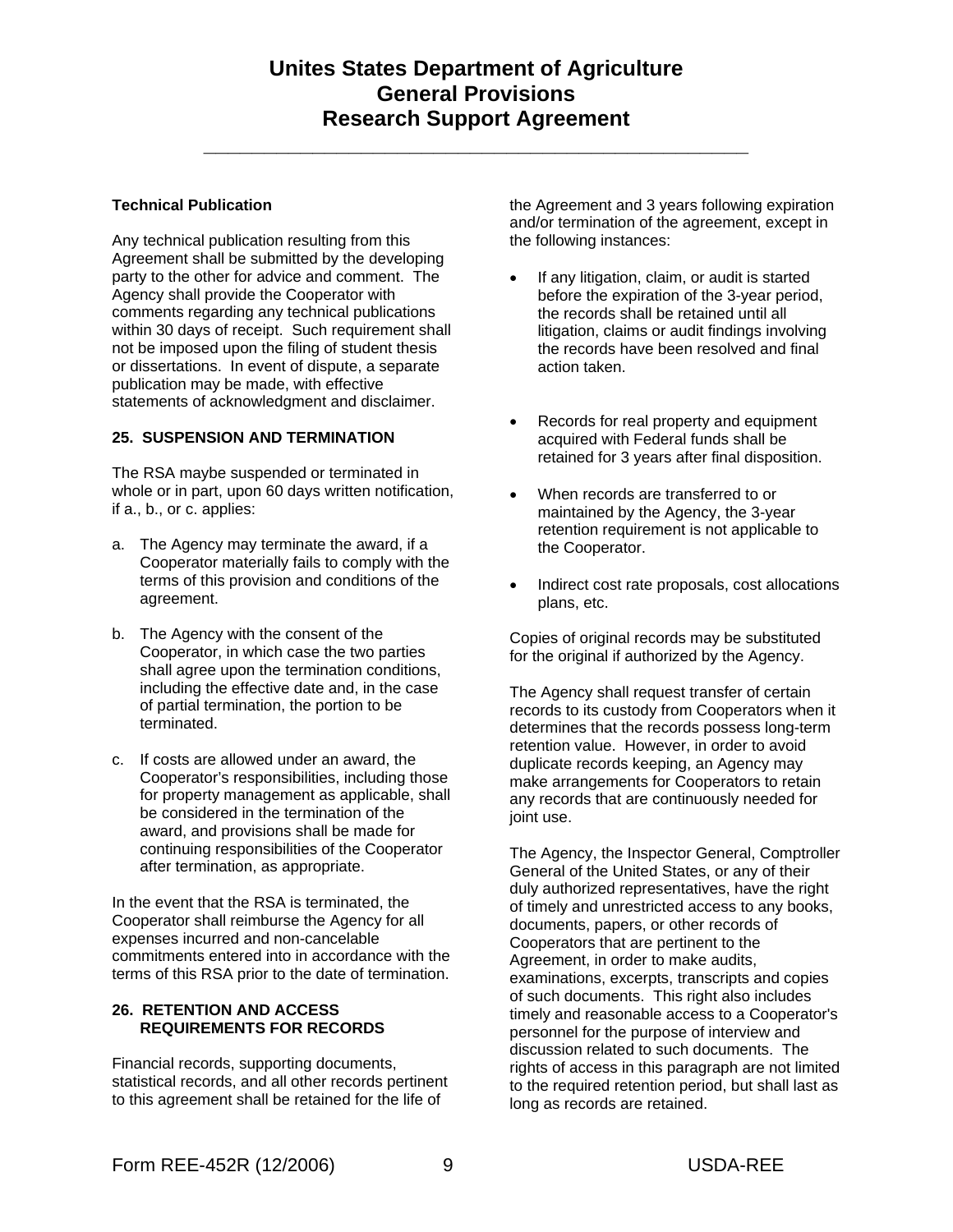# Unites States Department of Agriculture
# General Provisions
# Research Support Agreement

**Technical Publication**

Any technical publication resulting from this Agreement shall be submitted by the developing party to the other for advice and comment. The Agency shall provide the Cooperator with comments regarding any technical publications within 30 days of receipt. Such requirement shall not be imposed upon the filing of student thesis or dissertations. In event of dispute, a separate publication may be made, with effective statements of acknowledgment and disclaimer.

**25. SUSPENSION AND TERMINATION**

The RSA maybe suspended or terminated in whole or in part, upon 60 days written notification, if a., b., or c. applies:

a. The Agency may terminate the award, if a Cooperator materially fails to comply with the terms of this provision and conditions of the agreement.

b. The Agency with the consent of the Cooperator, in which case the two parties shall agree upon the termination conditions, including the effective date and, in the case of partial termination, the portion to be terminated.

c. If costs are allowed under an award, the Cooperator's responsibilities, including those for property management as applicable, shall be considered in the termination of the award, and provisions shall be made for continuing responsibilities of the Cooperator after termination, as appropriate.

In the event that the RSA is terminated, the Cooperator shall reimburse the Agency for all expenses incurred and non-cancelable commitments entered into in accordance with the terms of this RSA prior to the date of termination.

**26. RETENTION AND ACCESS REQUIREMENTS FOR RECORDS**

Financial records, supporting documents, statistical records, and all other records pertinent to this agreement shall be retained for the life of the Agreement and 3 years following expiration and/or termination of the agreement, except in the following instances:

- If any litigation, claim, or audit is started before the expiration of the 3-year period, the records shall be retained until all litigation, claims or audit findings involving the records have been resolved and final action taken.
- Records for real property and equipment acquired with Federal funds shall be retained for 3 years after final disposition.
- When records are transferred to or maintained by the Agency, the 3-year retention requirement is not applicable to the Cooperator.
- Indirect cost rate proposals, cost allocations plans, etc.

Copies of original records may be substituted for the original if authorized by the Agency.

The Agency shall request transfer of certain records to its custody from Cooperators when it determines that the records possess long-term retention value. However, in order to avoid duplicate records keeping, an Agency may make arrangements for Cooperators to retain any records that are continuously needed for joint use.

The Agency, the Inspector General, Comptroller General of the United States, or any of their duly authorized representatives, have the right of timely and unrestricted access to any books, documents, papers, or other records of Cooperators that are pertinent to the Agreement, in order to make audits, examinations, excerpts, transcripts and copies of such documents. This right also includes timely and reasonable access to a Cooperator's personnel for the purpose of interview and discussion related to such documents. The rights of access in this paragraph are not limited to the required retention period, but shall last as long as records are retained.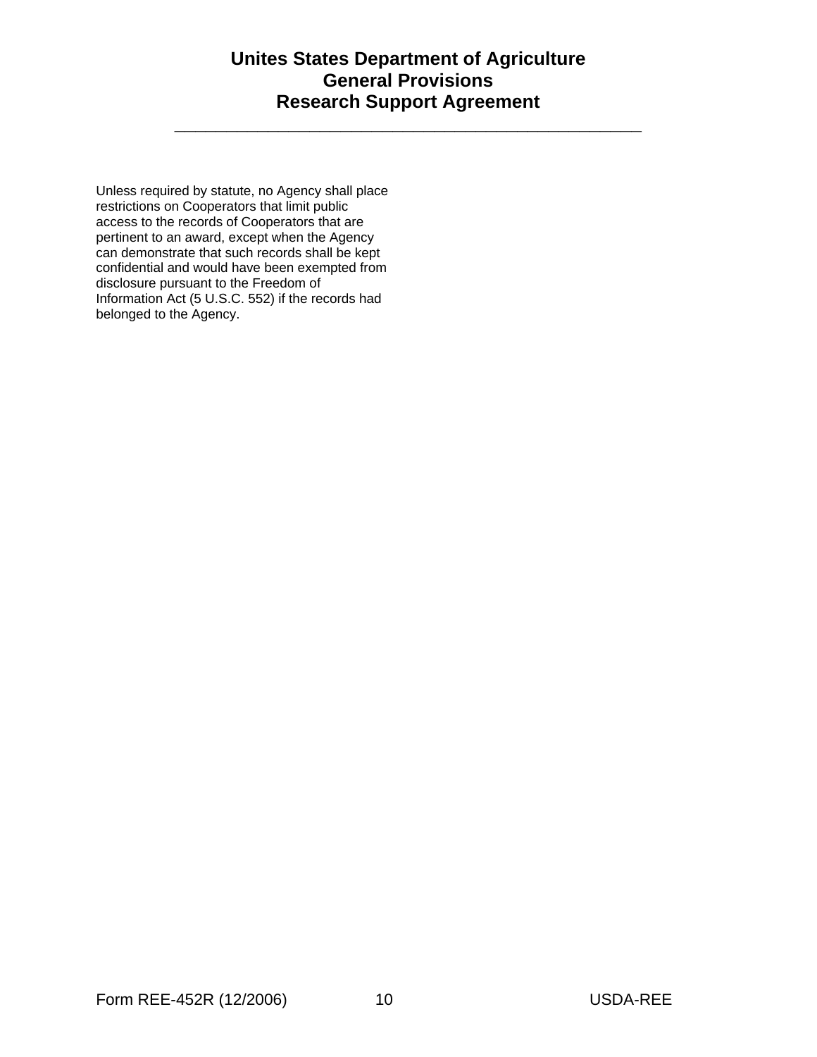Unless required by statute, no Agency shall place restrictions on Cooperators that limit public access to the records of Cooperators that are pertinent to an award, except when the Agency can demonstrate that such records shall be kept confidential and would have been exempted from disclosure pursuant to the Freedom of Information Act (5 U.S.C. 552) if the records had belonged to the Agency.